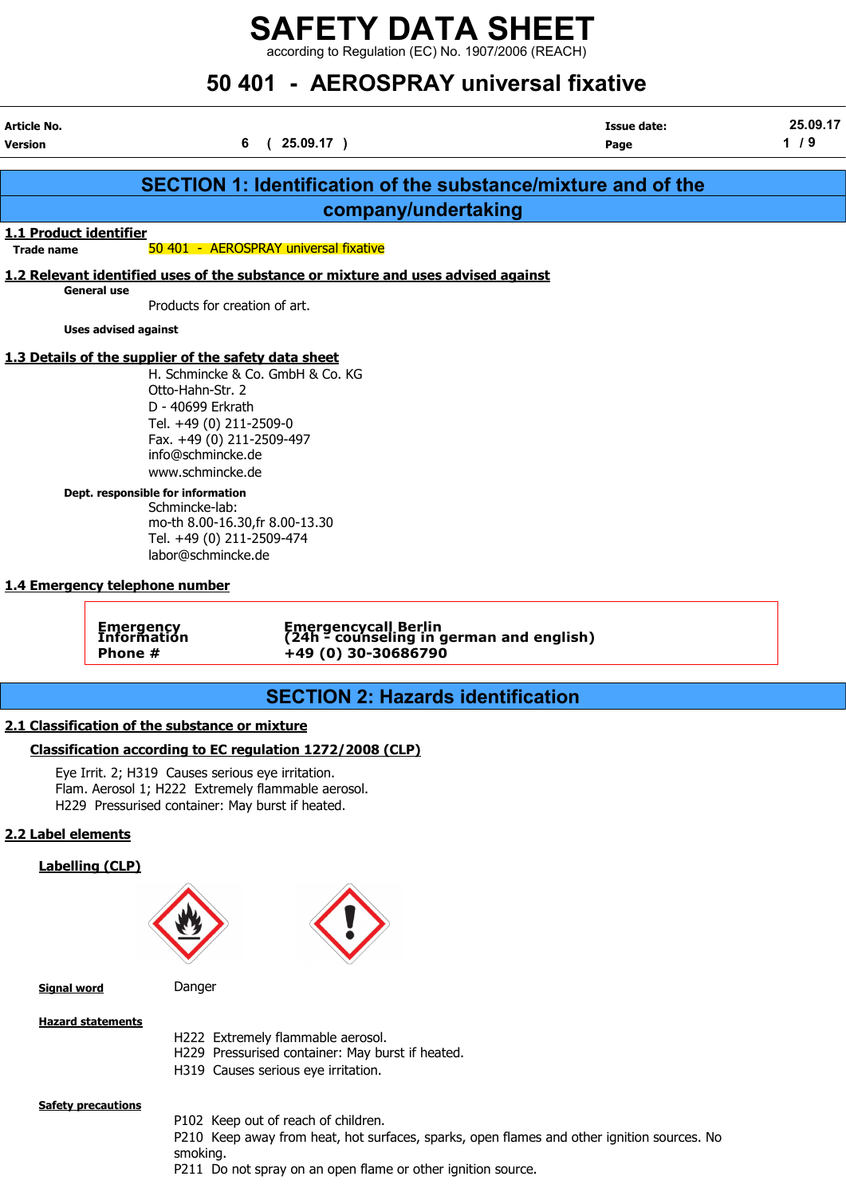# SAFETY DATA SHEET

according to Regulation (EC) No. 1907/2006 (REACH)

# 50 401 - AEROSPRAY universal fixative

| Article No. | | Issue date: | 25.09.17 |
|---|---|---|---|
| Version | 6 ( 25.09.17 ) | | |

## SECTION 1: Identification of the substance/mixture and of the company/undertaking

### 1.1 Product identifier

**Trade name** 50 401 - AEROSPRAY universal fixative

### 1.2 Relevant identified uses of the substance or mixture and uses advised against

**General use**

Products for creation of art.

**Uses advised against**

### 1.3 Details of the supplier of the safety data sheet

H. Schmincke & Co. GmbH & Co. KG
Otto-Hahn-Str. 2
D - 40699 Erkrath
Tel. +49 (0) 211-2509-0
Fax. +49 (0) 211-2509-497
info@schmincke.de
www.schmincke.de

**Dept. responsible for information**

Schmincke-lab:
mo-th 8.00-16.30,fr 8.00-13.30
Tel. +49 (0) 211-2509-474
labor@schmincke.de

### 1.4 Emergency telephone number

| Emergency Information Phone # | Emergencycall Berlin (24h - counseling in german and english) +49 (0) 30-30686790 |
|---|---|

## SECTION 2: Hazards identification

### 2.1 Classification of the substance or mixture

#### Classification according to EC regulation 1272/2008 (CLP)

Eye Irrit. 2; H319 Causes serious eye irritation.
Flam. Aerosol 1; H222 Extremely flammable aerosol.
H229 Pressurised container: May burst if heated.

### 2.2 Label elements

#### Labelling (CLP)

**Signal word** Danger

**Hazard statements**

H222 Extremely flammable aerosol.
H229 Pressurised container: May burst if heated.
H319 Causes serious eye irritation.

**Safety precautions**

P102 Keep out of reach of children.
P210 Keep away from heat, hot surfaces, sparks, open flames and other ignition sources. No smoking.
P211 Do not spray on an open flame or other ignition source.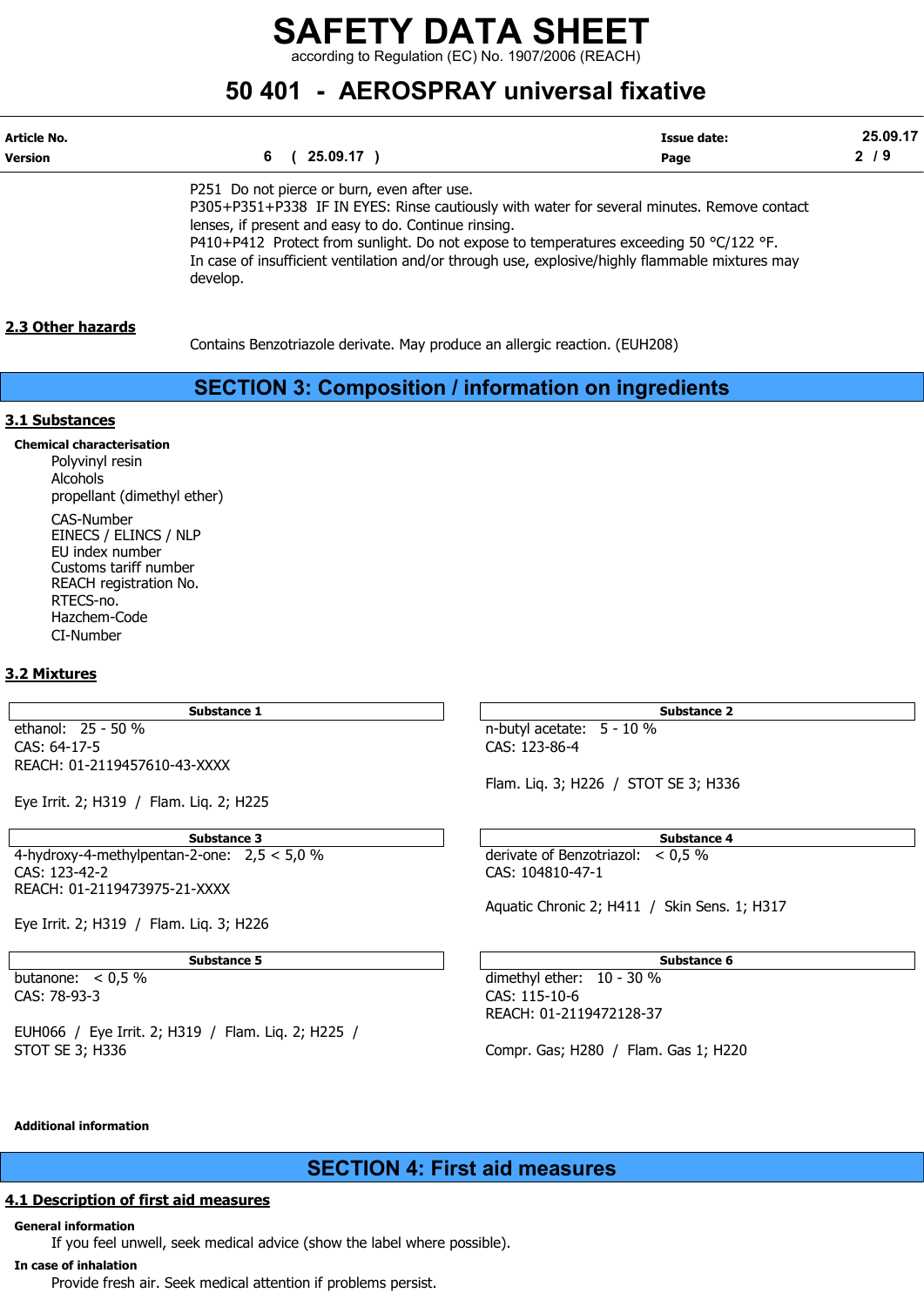P251 Do not pierce or burn, even after use.
P305+P351+P338 IF IN EYES: Rinse cautiously with water for several minutes. Remove contact lenses, if present and easy to do. Continue rinsing.
P410+P412 Protect from sunlight. Do not expose to temperatures exceeding 50 °C/122 °F.
In case of insufficient ventilation and/or through use, explosive/highly flammable mixtures may develop.

### 2.3 Other hazards

Contains Benzotriazole derivate. May produce an allergic reaction. (EUH208)

## SECTION 3: Composition / information on ingredients

### 3.1 Substances

**Chemical characterisation**

Polyvinyl resin
Alcohols
propellant (dimethyl ether)

CAS-Number
EINECS / ELINCS / NLP
EU index number
Customs tariff number
REACH registration No.
RTECS-no.
Hazchem-Code
CI-Number

### 3.2 Mixtures

| Substance 1 |
|---|
| ethanol: 25 - 50 % |
| CAS: 64-17-5 |
| REACH: 01-2119457610-43-XXXX |
| Eye Irrit. 2; H319 / Flam. Liq. 2; H225 |

| Substance 2 |
|---|
| n-butyl acetate: 5 - 10 % |
| CAS: 123-86-4 |
| Flam. Liq. 3; H226 / STOT SE 3; H336 |

| Substance 3 |
|---|
| 4-hydroxy-4-methylpentan-2-one: 2,5 < 5,0 % |
| CAS: 123-42-2 |
| REACH: 01-2119473975-21-XXXX |
| Eye Irrit. 2; H319 / Flam. Liq. 3; H226 |

| Substance 4 |
|---|
| derivate of Benzotriazol: < 0,5 % |
| CAS: 104810-47-1 |
| Aquatic Chronic 2; H411 / Skin Sens. 1; H317 |

| Substance 5 |
|---|
| butanone: < 0,5 % |
| CAS: 78-93-3 |
| EUH066 / Eye Irrit. 2; H319 / Flam. Liq. 2; H225 / STOT SE 3; H336 |

| Substance 6 |
|---|
| dimethyl ether: 10 - 30 % |
| CAS: 115-10-6 |
| REACH: 01-2119472128-37 |
| Compr. Gas; H280 / Flam. Gas 1; H220 |

**Additional information**

## SECTION 4: First aid measures

### 4.1 Description of first aid measures

**General information**

If you feel unwell, seek medical advice (show the label where possible).

**In case of inhalation**

Provide fresh air. Seek medical attention if problems persist.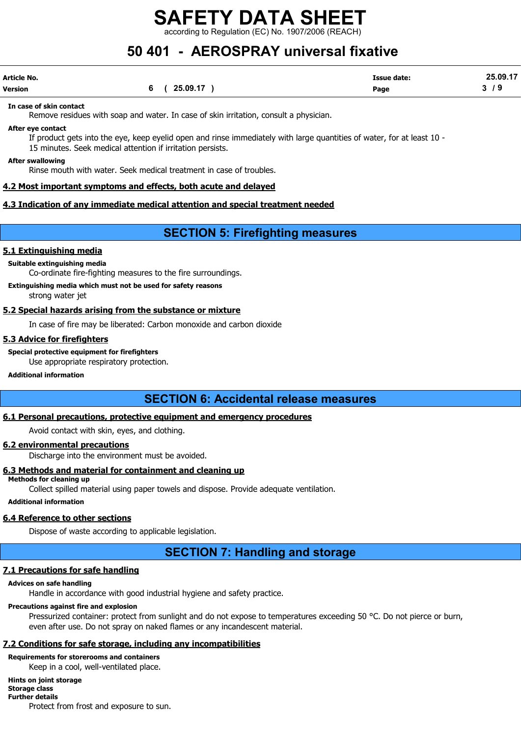**In case of skin contact**

Remove residues with soap and water. In case of skin irritation, consult a physician.

**After eye contact**

If product gets into the eye, keep eyelid open and rinse immediately with large quantities of water, for at least 10 - 15 minutes. Seek medical attention if irritation persists.

**After swallowing**

Rinse mouth with water. Seek medical treatment in case of troubles.

### 4.2 Most important symptoms and effects, both acute and delayed

### 4.3 Indication of any immediate medical attention and special treatment needed

## SECTION 5: Firefighting measures

### 5.1 Extinguishing media

**Suitable extinguishing media**

Co-ordinate fire-fighting measures to the fire surroundings.

**Extinguishing media which must not be used for safety reasons**

strong water jet

### 5.2 Special hazards arising from the substance or mixture

In case of fire may be liberated: Carbon monoxide and carbon dioxide

### 5.3 Advice for firefighters

**Special protective equipment for firefighters**

Use appropriate respiratory protection.

**Additional information**

## SECTION 6: Accidental release measures

### 6.1 Personal precautions, protective equipment and emergency procedures

Avoid contact with skin, eyes, and clothing.

### 6.2 environmental precautions

Discharge into the environment must be avoided.

### 6.3 Methods and material for containment and cleaning up

**Methods for cleaning up**

Collect spilled material using paper towels and dispose. Provide adequate ventilation.

**Additional information**

### 6.4 Reference to other sections

Dispose of waste according to applicable legislation.

## SECTION 7: Handling and storage

### 7.1 Precautions for safe handling

**Advices on safe handling**

Handle in accordance with good industrial hygiene and safety practice.

**Precautions against fire and explosion**

Pressurized container: protect from sunlight and do not expose to temperatures exceeding 50 °C. Do not pierce or burn, even after use. Do not spray on naked flames or any incandescent material.

### 7.2 Conditions for safe storage, including any incompatibilities

**Requirements for storerooms and containers**

Keep in a cool, well-ventilated place.

**Hints on joint storage**

**Storage class**

**Further details**

Protect from frost and exposure to sun.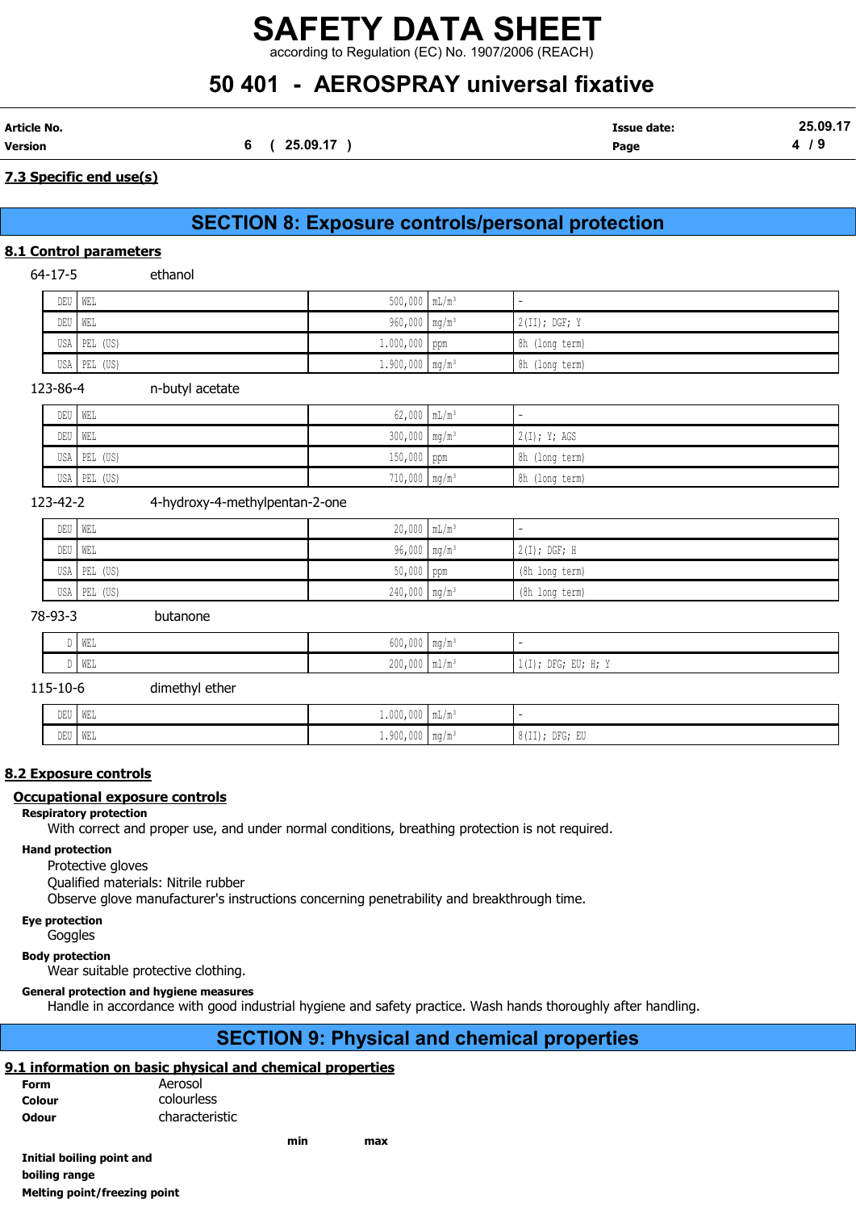**7.3 Specific end use(s)**

## SECTION 8: Exposure controls/personal protection

**8.1 Control parameters**

64-17-5 ethanol

| | | | | |
|---|---|---|---|---|
| DEU | WEL | 500,000 | mL/m³ | - |
| DEU | WEL | 960,000 | mg/m³ | 2(II); DGF; Y |
| USA | PEL (US) | 1.000,000 | ppm | 8h (long term) |
| USA | PEL (US) | 1.900,000 | mg/m³ | 8h (long term) |

123-86-4 n-butyl acetate

| | | | | |
|---|---|---|---|---|
| DEU | WEL | 62,000 | mL/m³ | - |
| DEU | WEL | 300,000 | mg/m³ | 2(I); Y; AGS |
| USA | PEL (US) | 150,000 | ppm | 8h (long term) |
| USA | PEL (US) | 710,000 | mg/m³ | 8h (long term) |

123-42-2 4-hydroxy-4-methylpentan-2-one

| | | | | |
|---|---|---|---|---|
| DEU | WEL | 20,000 | mL/m³ | - |
| DEU | WEL | 96,000 | mg/m³ | 2(I); DGF; H |
| USA | PEL (US) | 50,000 | ppm | (8h long term) |
| USA | PEL (US) | 240,000 | mg/m³ | (8h long term) |

78-93-3 butanone

| | | | | |
|---|---|---|---|---|
| D | WEL | 600,000 | mg/m³ | - |
| D | WEL | 200,000 | ml/m³ | 1(I); DFG; EU; H; Y |

115-10-6 dimethyl ether

| | | | | |
|---|---|---|---|---|
| DEU | WEL | 1.000,000 | mL/m³ | - |
| DEU | WEL | 1.900,000 | mg/m³ | 8(II); DFG; EU |

**8.2 Exposure controls**

**Occupational exposure controls**

**Respiratory protection**

With correct and proper use, and under normal conditions, breathing protection is not required.

**Hand protection**

Protective gloves
Qualified materials: Nitrile rubber
Observe glove manufacturer's instructions concerning penetrability and breakthrough time.

**Eye protection**

Goggles

**Body protection**

Wear suitable protective clothing.

**General protection and hygiene measures**

Handle in accordance with good industrial hygiene and safety practice. Wash hands thoroughly after handling.

## SECTION 9: Physical and chemical properties

**9.1 information on basic physical and chemical properties**

**Form** Aerosol
**Colour** colourless
**Odour** characteristic

| | min | max |
|---|---|---|
| **Initial boiling point and boiling range** | | |
| **Melting point/freezing point** | | |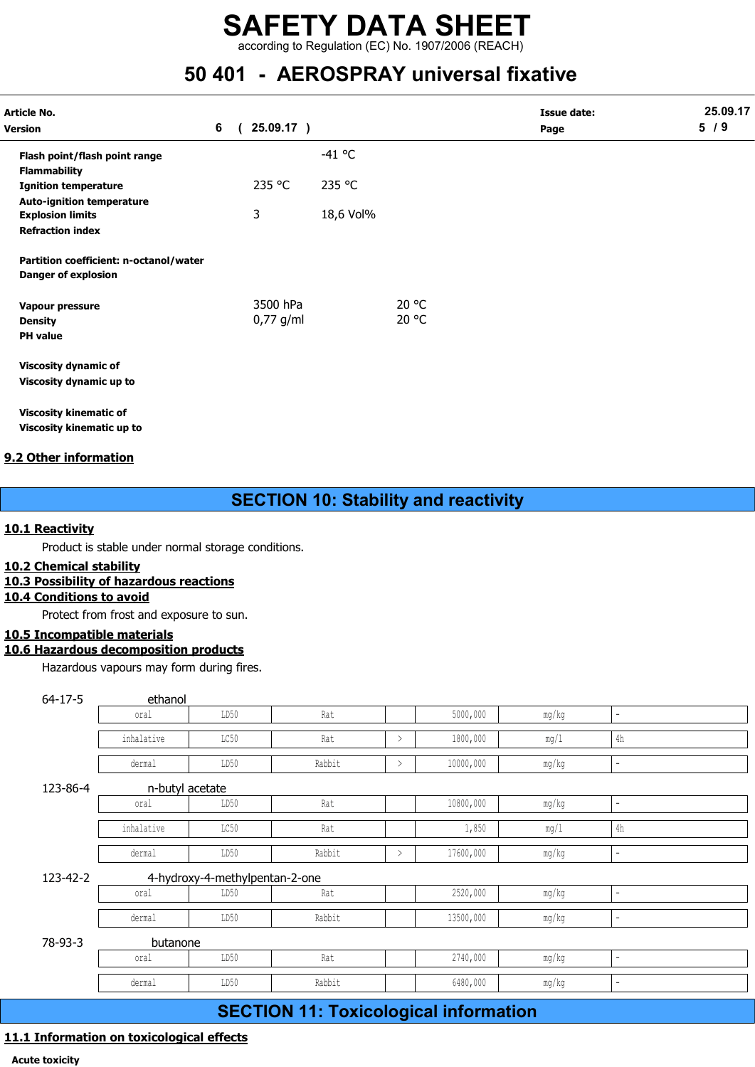| | | | |
|---|---|---|---|
| **Flash point/flash point range** | | -41 °C | |
| **Flammability** | | | |
| **Ignition temperature** | 235 °C | 235 °C | |
| **Auto-ignition temperature** | | | |
| **Explosion limits** | 3 | 18,6 Vol% | |
| **Refraction index** | | | |
| **Partition coefficient: n-octanol/water** | | | |
| **Danger of explosion** | | | |
| **Vapour pressure** | 3500 hPa | | 20 °C |
| **Density** | 0,77 g/ml | | 20 °C |
| **PH value** | | | |
| **Viscosity dynamic of** | | | |
| **Viscosity dynamic up to** | | | |
| **Viscosity kinematic of** | | | |
| **Viscosity kinematic up to** | | | |

## 9.2 Other information

# SECTION 10: Stability and reactivity

## 10.1 Reactivity

Product is stable under normal storage conditions.

## 10.2 Chemical stability

## 10.3 Possibility of hazardous reactions

## 10.4 Conditions to avoid

Protect from frost and exposure to sun.

## 10.5 Incompatible materials

## 10.6 Hazardous decomposition products

Hazardous vapours may form during fires.

64-17-5 ethanol

| | | | | | | |
|---|---|---|---|---|---|---|
| oral | LD50 | Rat | | 5000,000 | mg/kg | - |
| inhalative | LC50 | Rat | > | 1800,000 | mg/l | 4h |
| dermal | LD50 | Rabbit | > | 10000,000 | mg/kg | - |

123-86-4 n-butyl acetate

| | | | | | | |
|---|---|---|---|---|---|---|
| oral | LD50 | Rat | | 10800,000 | mg/kg | - |
| inhalative | LC50 | Rat | | 1,850 | mg/l | 4h |
| dermal | LD50 | Rabbit | > | 17600,000 | mg/kg | - |

123-42-2 4-hydroxy-4-methylpentan-2-one

| | | | | | | |
|---|---|---|---|---|---|---|
| oral | LD50 | Rat | | 2520,000 | mg/kg | - |
| dermal | LD50 | Rabbit | | 13500,000 | mg/kg | - |

78-93-3 butanone

| | | | | | | |
|---|---|---|---|---|---|---|
| oral | LD50 | Rat | | 2740,000 | mg/kg | - |
| dermal | LD50 | Rabbit | | 6480,000 | mg/kg | - |

# SECTION 11: Toxicological information

## 11.1 Information on toxicological effects

**Acute toxicity**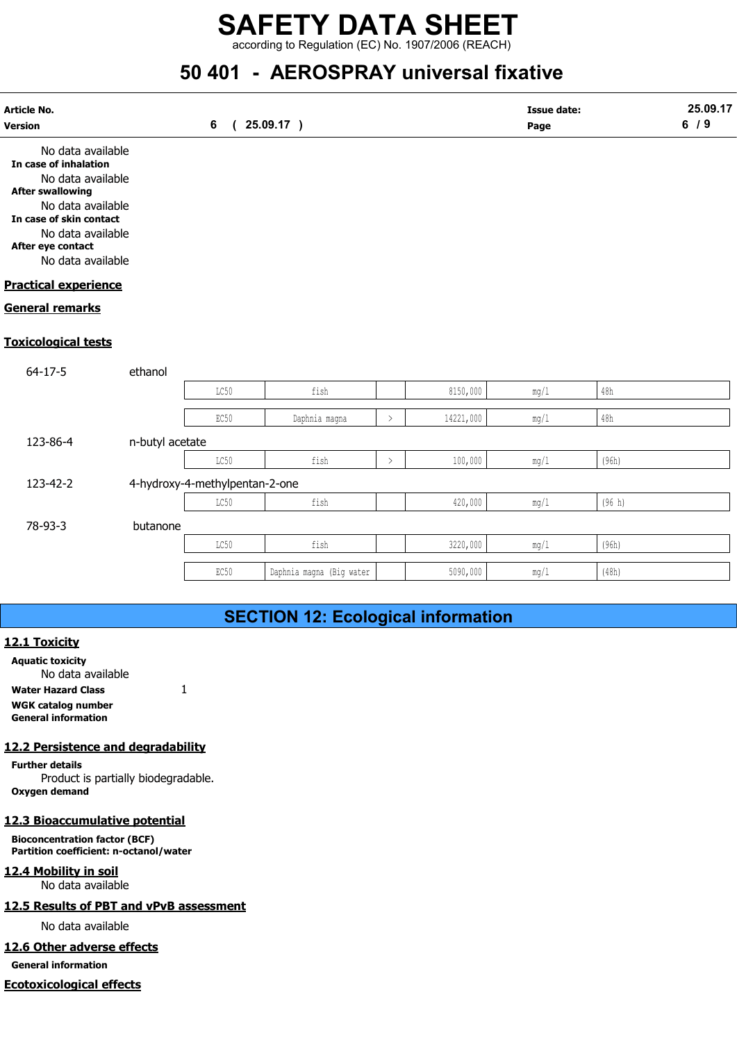No data available

**In case of inhalation**

No data available

**After swallowing**

No data available

**In case of skin contact**

No data available

**After eye contact**

No data available

## Practical experience

## General remarks

## Toxicological tests

64-17-5 ethanol

| | | | | | |
|---|---|---|---|---|---|
| LC50 | fish | | 8150,000 | mg/l | 48h |
| EC50 | Daphnia magna | > | 14221,000 | mg/l | 48h |

123-86-4 n-butyl acetate

| | | | | | |
|---|---|---|---|---|---|
| LC50 | fish | > | 100,000 | mg/l | (96h) |

123-42-2 4-hydroxy-4-methylpentan-2-one

| | | | | | |
|---|---|---|---|---|---|
| LC50 | fish | | 420,000 | mg/l | (96 h) |

78-93-3 butanone

| | | | | | |
|---|---|---|---|---|---|
| LC50 | fish | | 3220,000 | mg/l | (96h) |
| EC50 | Daphnia magna (Big water | | 5090,000 | mg/l | (48h) |

# SECTION 12: Ecological information

## 12.1 Toxicity

**Aquatic toxicity**

No data available

**Water Hazard Class** 1

**WGK catalog number**

**General information**

## 12.2 Persistence and degradability

**Further details**

Product is partially biodegradable.

**Oxygen demand**

## 12.3 Bioaccumulative potential

**Bioconcentration factor (BCF)**

**Partition coefficient: n-octanol/water**

## 12.4 Mobility in soil

No data available

## 12.5 Results of PBT and vPvB assessment

No data available

## 12.6 Other adverse effects

**General information**

## Ecotoxicological effects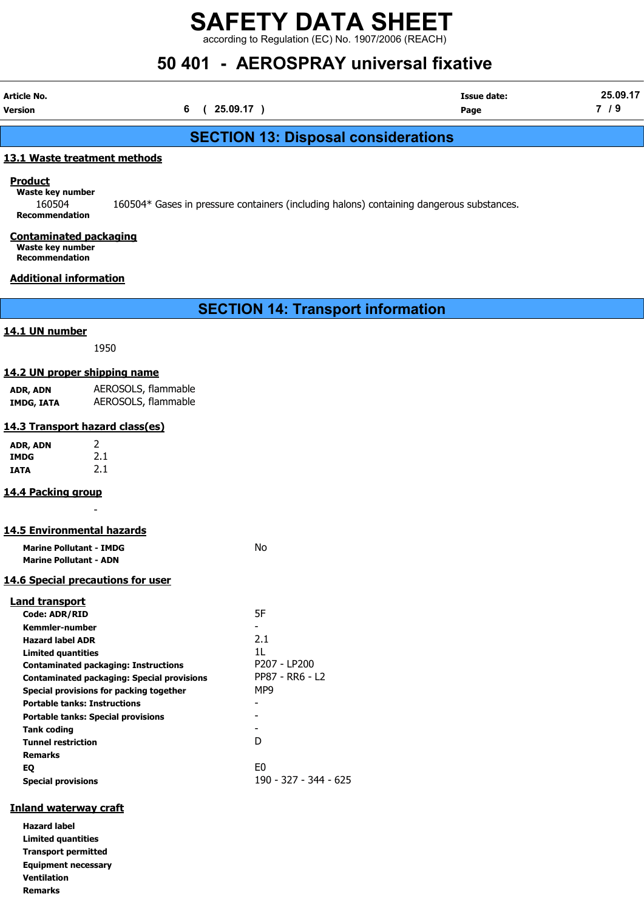# SAFETY DATA SHEET

according to Regulation (EC) No. 1907/2006 (REACH)

# 50 401 - AEROSPRAY universal fixative

| Article No. | | Issue date: | 25.09.17 |
|---|---|---|---|
| Version | 6 ( 25.09.17 ) | | |

## SECTION 13: Disposal considerations

### 13.1 Waste treatment methods

**Product**

**Waste key number**

160504 — 160504* Gases in pressure containers (including halons) containing dangerous substances.

**Recommendation**

**Contaminated packaging**

**Waste key number**

**Recommendation**

**Additional information**

## SECTION 14: Transport information

### 14.1 UN number

1950

### 14.2 UN proper shipping name

| | |
|---|---|
| **ADR, ADN** | AEROSOLS, flammable |
| **IMDG, IATA** | AEROSOLS, flammable |

### 14.3 Transport hazard class(es)

| | |
|---|---|
| **ADR, ADN** | 2 |
| **IMDG** | 2.1 |
| **IATA** | 2.1 |

### 14.4 Packing group

-

### 14.5 Environmental hazards

| | |
|---|---|
| **Marine Pollutant - IMDG** | No |
| **Marine Pollutant - ADN** | |

### 14.6 Special precautions for user

**Land transport**

| | |
|---|---|
| **Code: ADR/RID** | 5F |
| **Kemmler-number** | - |
| **Hazard label ADR** | 2.1 |
| **Limited quantities** | 1L |
| **Contaminated packaging: Instructions** | P207 - LP200 |
| **Contaminated packaging: Special provisions** | PP87 - RR6 - L2 |
| **Special provisions for packing together** | MP9 |
| **Portable tanks: Instructions** | - |
| **Portable tanks: Special provisions** | - |
| **Tank coding** | - |
| **Tunnel restriction** | D |
| **Remarks** | |
| **EQ** | E0 |
| **Special provisions** | 190 - 327 - 344 - 625 |

**Inland waterway craft**

**Hazard label**

**Limited quantities**

**Transport permitted**

**Equipment necessary**

**Ventilation**

**Remarks**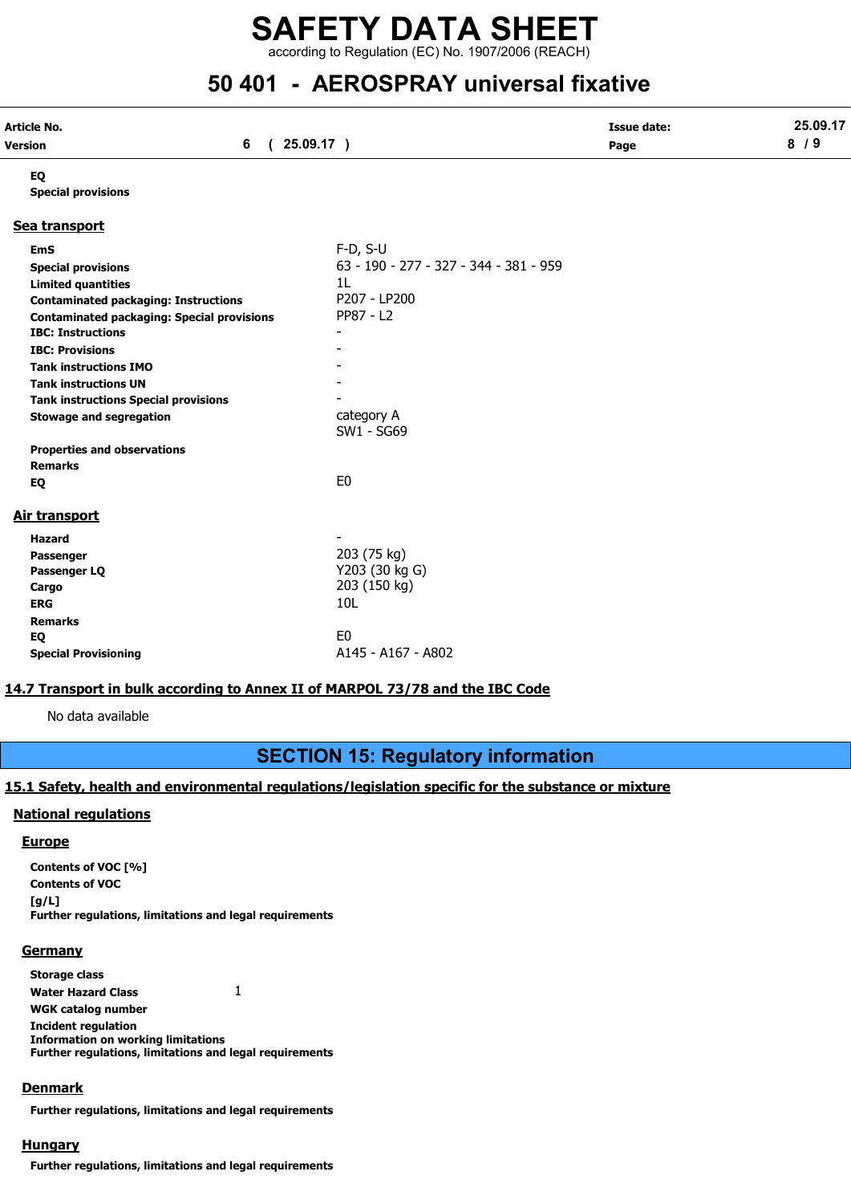**EQ**

**Special provisions**

## Sea transport

| | |
|---|---|
| **EmS** | F-D, S-U |
| **Special provisions** | 63 - 190 - 277 - 327 - 344 - 381 - 959 |
| **Limited quantities** | 1L |
| **Contaminated packaging: Instructions** | P207 - LP200 |
| **Contaminated packaging: Special provisions** | PP87 - L2 |
| **IBC: Instructions** | - |
| **IBC: Provisions** | - |
| **Tank instructions IMO** | - |
| **Tank instructions UN** | - |
| **Tank instructions Special provisions** | - |
| **Stowage and segregation** | category A SW1 - SG69 |
| **Properties and observations** | |
| **Remarks** | |
| **EQ** | E0 |

## Air transport

| | |
|---|---|
| **Hazard** | - |
| **Passenger** | 203 (75 kg) |
| **Passenger LQ** | Y203 (30 kg G) |
| **Cargo** | 203 (150 kg) |
| **ERG** | 10L |
| **Remarks** | |
| **EQ** | E0 |
| **Special Provisioning** | A145 - A167 - A802 |

## 14.7 Transport in bulk according to Annex II of MARPOL 73/78 and the IBC Code

No data available

# SECTION 15: Regulatory information

## 15.1 Safety, health and environmental regulations/legislation specific for the substance or mixture

### National regulations

#### Europe

**Contents of VOC [%]**

**Contents of VOC [g/L]**

**Further regulations, limitations and legal requirements**

#### Germany

| | |
|---|---|
| **Storage class** | |
| **Water Hazard Class** | 1 |
| **WGK catalog number** | |
| **Incident regulation** | |
| **Information on working limitations** | |
| **Further regulations, limitations and legal requirements** | |

#### Denmark

**Further regulations, limitations and legal requirements**

#### Hungary

**Further regulations, limitations and legal requirements**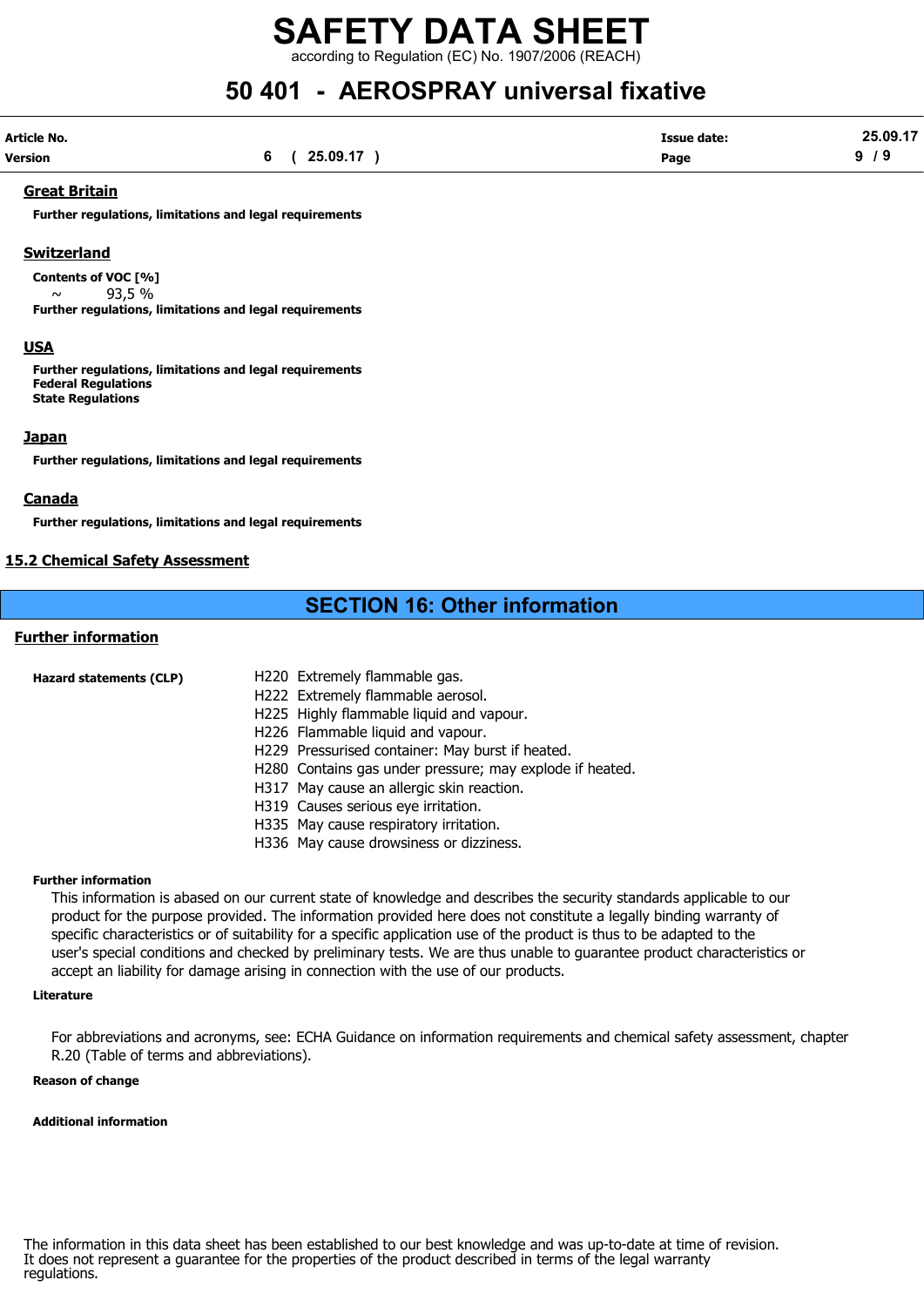### Great Britain

**Further regulations, limitations and legal requirements**

### Switzerland

**Contents of VOC [%]**

~ 93,5 %

**Further regulations, limitations and legal requirements**

### USA

**Further regulations, limitations and legal requirements**
**Federal Regulations**
**State Regulations**

### Japan

**Further regulations, limitations and legal requirements**

### Canada

**Further regulations, limitations and legal requirements**

### 15.2 Chemical Safety Assessment

## SECTION 16: Other information

### Further information

**Hazard statements (CLP)**

H220 Extremely flammable gas.
H222 Extremely flammable aerosol.
H225 Highly flammable liquid and vapour.
H226 Flammable liquid and vapour.
H229 Pressurised container: May burst if heated.
H280 Contains gas under pressure; may explode if heated.
H317 May cause an allergic skin reaction.
H319 Causes serious eye irritation.
H335 May cause respiratory irritation.
H336 May cause drowsiness or dizziness.

**Further information**

This information is abased on our current state of knowledge and describes the security standards applicable to our product for the purpose provided. The information provided here does not constitute a legally binding warranty of specific characteristics or of suitability for a specific application use of the product is thus to be adapted to the user's special conditions and checked by preliminary tests. We are thus unable to guarantee product characteristics or accept an liability for damage arising in connection with the use of our products.

**Literature**

For abbreviations and acronyms, see: ECHA Guidance on information requirements and chemical safety assessment, chapter R.20 (Table of terms and abbreviations).

**Reason of change**

**Additional information**

The information in this data sheet has been established to our best knowledge and was up-to-date at time of revision. It does not represent a guarantee for the properties of the product described in terms of the legal warranty regulations.